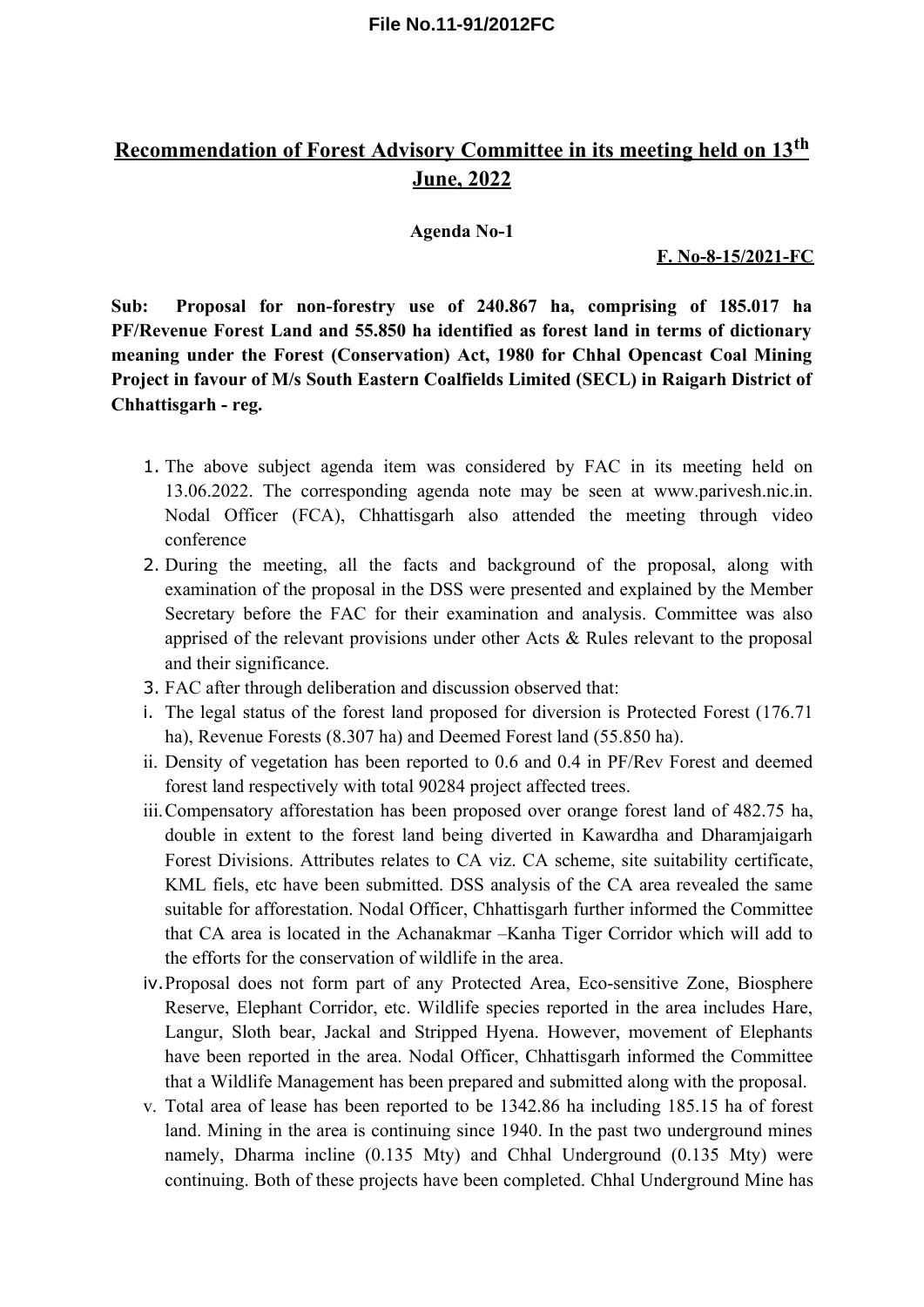File No.11-91/2012FC

# Recommendation of Forest Advisory Committee in its meeting held on 13th June, 2022

**Agenda No-1**

**F. No-8-15/2021-FC**

**Sub: Proposal for non-forestry use of 240.867 ha, comprising of 185.017 ha PF/Revenue Forest Land and 55.850 ha identified as forest land in terms of dictionary meaning under the Forest (Conservation) Act, 1980 for Chhal Opencast Coal Mining Project in favour of M/s South Eastern Coalfields Limited (SECL) in Raigarh District of Chhattisgarh - reg.**

1. The above subject agenda item was considered by FAC in its meeting held on 13.06.2022. The corresponding agenda note may be seen at www.parivesh.nic.in. Nodal Officer (FCA), Chhattisgarh also attended the meeting through video conference
2. During the meeting, all the facts and background of the proposal, along with examination of the proposal in the DSS were presented and explained by the Member Secretary before the FAC for their examination and analysis. Committee was also apprised of the relevant provisions under other Acts & Rules relevant to the proposal and their significance.
3. FAC after through deliberation and discussion observed that:

i. The legal status of the forest land proposed for diversion is Protected Forest (176.71 ha), Revenue Forests (8.307 ha) and Deemed Forest land (55.850 ha).

ii. Density of vegetation has been reported to 0.6 and 0.4 in PF/Rev Forest and deemed forest land respectively with total 90284 project affected trees.

iii. Compensatory afforestation has been proposed over orange forest land of 482.75 ha, double in extent to the forest land being diverted in Kawardha and Dharamjaigarh Forest Divisions. Attributes relates to CA viz. CA scheme, site suitability certificate, KML fiels, etc have been submitted. DSS analysis of the CA area revealed the same suitable for afforestation. Nodal Officer, Chhattisgarh further informed the Committee that CA area is located in the Achanakmar –Kanha Tiger Corridor which will add to the efforts for the conservation of wildlife in the area.

iv. Proposal does not form part of any Protected Area, Eco-sensitive Zone, Biosphere Reserve, Elephant Corridor, etc. Wildlife species reported in the area includes Hare, Langur, Sloth bear, Jackal and Stripped Hyena. However, movement of Elephants have been reported in the area. Nodal Officer, Chhattisgarh informed the Committee that a Wildlife Management has been prepared and submitted along with the proposal.

v. Total area of lease has been reported to be 1342.86 ha including 185.15 ha of forest land. Mining in the area is continuing since 1940. In the past two underground mines namely, Dharma incline (0.135 Mty) and Chhal Underground (0.135 Mty) were continuing. Both of these projects have been completed. Chhal Underground Mine has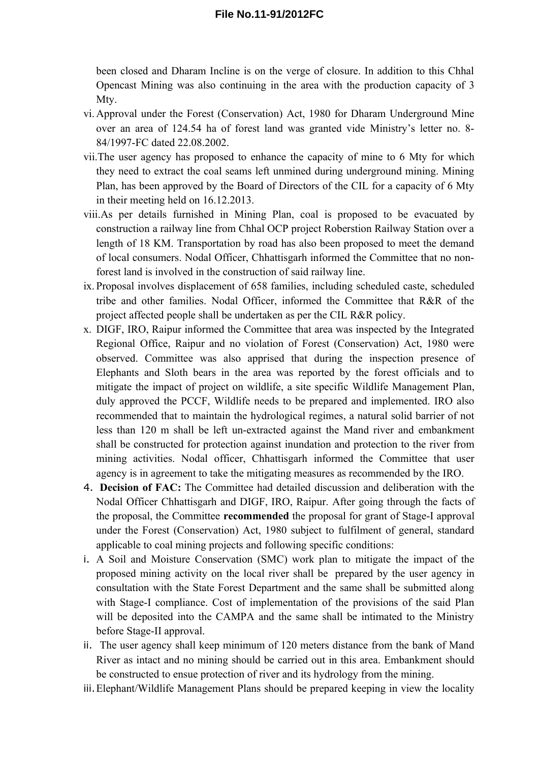been closed and Dharam Incline is on the verge of closure. In addition to this Chhal Opencast Mining was also continuing in the area with the production capacity of 3 Mty.

vi. Approval under the Forest (Conservation) Act, 1980 for Dharam Underground Mine over an area of 124.54 ha of forest land was granted vide Ministry's letter no. 8-84/1997-FC dated 22.08.2002.

vii. The user agency has proposed to enhance the capacity of mine to 6 Mty for which they need to extract the coal seams left unmined during underground mining. Mining Plan, has been approved by the Board of Directors of the CIL for a capacity of 6 Mty in their meeting held on 16.12.2013.

viii. As per details furnished in Mining Plan, coal is proposed to be evacuated by construction a railway line from Chhal OCP project Roberstion Railway Station over a length of 18 KM. Transportation by road has also been proposed to meet the demand of local consumers. Nodal Officer, Chhattisgarh informed the Committee that no non-forest land is involved in the construction of said railway line.

ix. Proposal involves displacement of 658 families, including scheduled caste, scheduled tribe and other families. Nodal Officer, informed the Committee that R&R of the project affected people shall be undertaken as per the CIL R&R policy.

x. DIGF, IRO, Raipur informed the Committee that area was inspected by the Integrated Regional Office, Raipur and no violation of Forest (Conservation) Act, 1980 were observed. Committee was also apprised that during the inspection presence of Elephants and Sloth bears in the area was reported by the forest officials and to mitigate the impact of project on wildlife, a site specific Wildlife Management Plan, duly approved the PCCF, Wildlife needs to be prepared and implemented. IRO also recommended that to maintain the hydrological regimes, a natural solid barrier of not less than 120 m shall be left un-extracted against the Mand river and embankment shall be constructed for protection against inundation and protection to the river from mining activities. Nodal officer, Chhattisgarh informed the Committee that user agency is in agreement to take the mitigating measures as recommended by the IRO.

4. **Decision of FAC:** The Committee had detailed discussion and deliberation with the Nodal Officer Chhattisgarh and DIGF, IRO, Raipur. After going through the facts of the proposal, the Committee **recommended** the proposal for grant of Stage-I approval under the Forest (Conservation) Act, 1980 subject to fulfilment of general, standard applicable to coal mining projects and following specific conditions:

i. A Soil and Moisture Conservation (SMC) work plan to mitigate the impact of the proposed mining activity on the local river shall be prepared by the user agency in consultation with the State Forest Department and the same shall be submitted along with Stage-I compliance. Cost of implementation of the provisions of the said Plan will be deposited into the CAMPA and the same shall be intimated to the Ministry before Stage-II approval.

ii. The user agency shall keep minimum of 120 meters distance from the bank of Mand River as intact and no mining should be carried out in this area. Embankment should be constructed to ensue protection of river and its hydrology from the mining.

iii. Elephant/Wildlife Management Plans should be prepared keeping in view the locality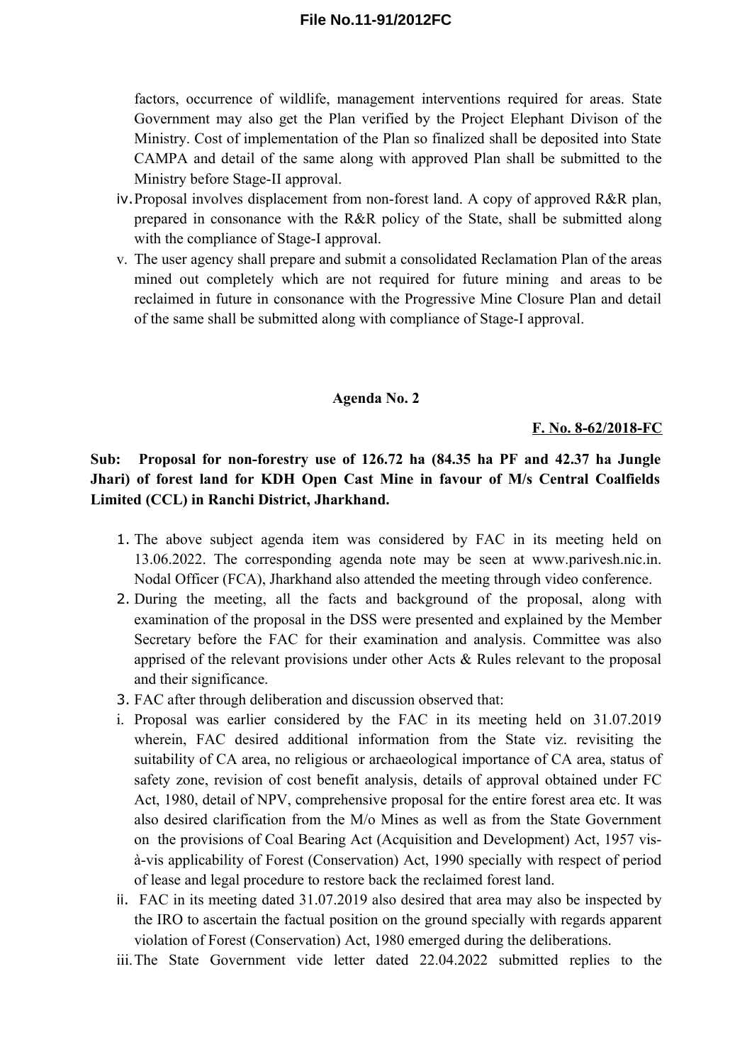factors, occurrence of wildlife, management interventions required for areas. State Government may also get the Plan verified by the Project Elephant Divison of the Ministry. Cost of implementation of the Plan so finalized shall be deposited into State CAMPA and detail of the same along with approved Plan shall be submitted to the Ministry before Stage-II approval.

iv. Proposal involves displacement from non-forest land. A copy of approved R&R plan, prepared in consonance with the R&R policy of the State, shall be submitted along with the compliance of Stage-I approval.

v. The user agency shall prepare and submit a consolidated Reclamation Plan of the areas mined out completely which are not required for future mining and areas to be reclaimed in future in consonance with the Progressive Mine Closure Plan and detail of the same shall be submitted along with compliance of Stage-I approval.

**Agenda No. 2**

**F. No. 8-62/2018-FC**

**Sub: Proposal for non-forestry use of 126.72 ha (84.35 ha PF and 42.37 ha Jungle Jhari) of forest land for KDH Open Cast Mine in favour of M/s Central Coalfields Limited (CCL) in Ranchi District, Jharkhand.**

1. The above subject agenda item was considered by FAC in its meeting held on 13.06.2022. The corresponding agenda note may be seen at www.parivesh.nic.in. Nodal Officer (FCA), Jharkhand also attended the meeting through video conference.
2. During the meeting, all the facts and background of the proposal, along with examination of the proposal in the DSS were presented and explained by the Member Secretary before the FAC for their examination and analysis. Committee was also apprised of the relevant provisions under other Acts & Rules relevant to the proposal and their significance.
3. FAC after through deliberation and discussion observed that:

i. Proposal was earlier considered by the FAC in its meeting held on 31.07.2019 wherein, FAC desired additional information from the State viz. revisiting the suitability of CA area, no religious or archaeological importance of CA area, status of safety zone, revision of cost benefit analysis, details of approval obtained under FC Act, 1980, detail of NPV, comprehensive proposal for the entire forest area etc. It was also desired clarification from the M/o Mines as well as from the State Government on the provisions of Coal Bearing Act (Acquisition and Development) Act, 1957 vis-à-vis applicability of Forest (Conservation) Act, 1990 specially with respect of period of lease and legal procedure to restore back the reclaimed forest land.

ii. FAC in its meeting dated 31.07.2019 also desired that area may also be inspected by the IRO to ascertain the factual position on the ground specially with regards apparent violation of Forest (Conservation) Act, 1980 emerged during the deliberations.

iii. The State Government vide letter dated 22.04.2022 submitted replies to the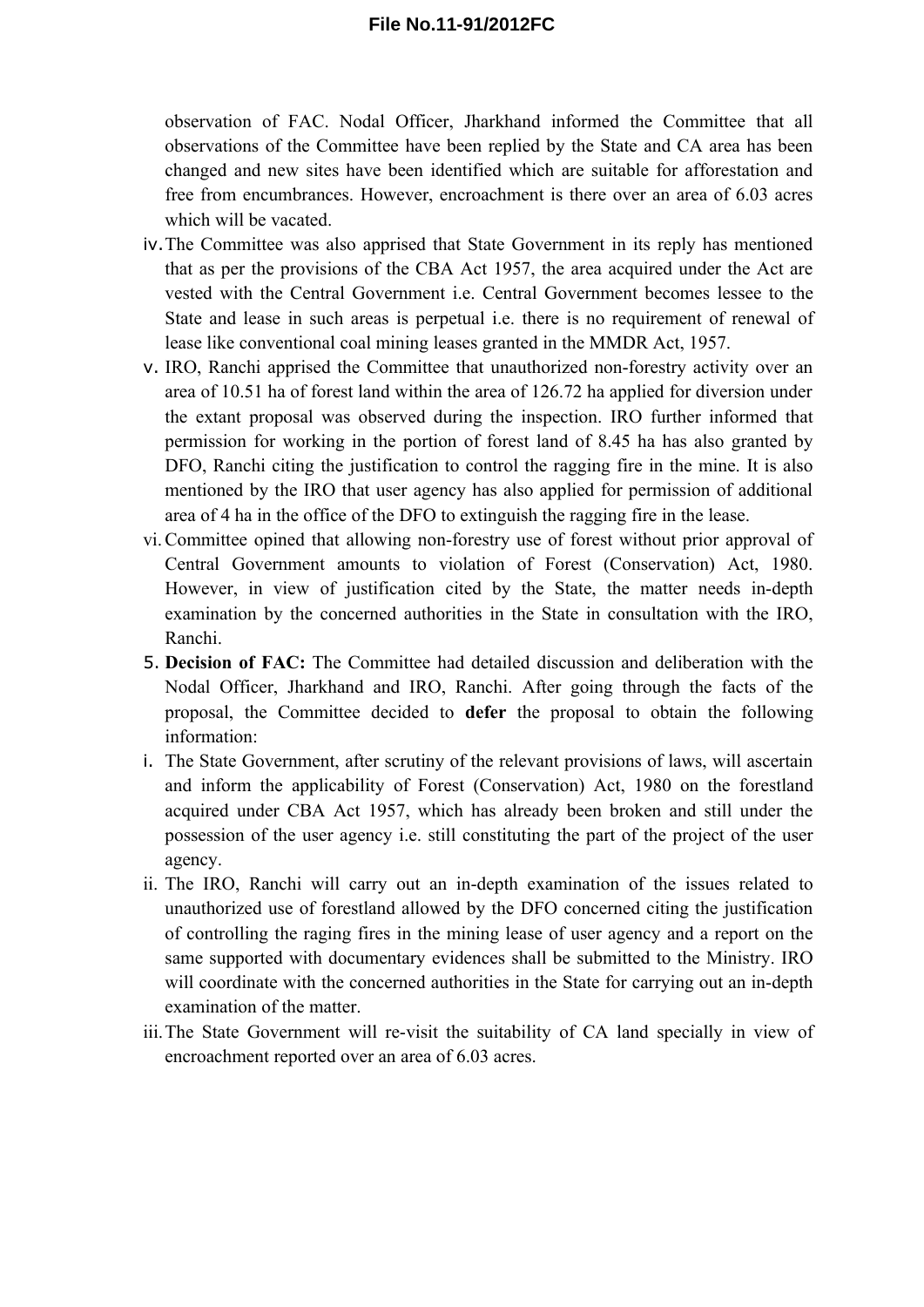observation of FAC. Nodal Officer, Jharkhand informed the Committee that all observations of the Committee have been replied by the State and CA area has been changed and new sites have been identified which are suitable for afforestation and free from encumbrances. However, encroachment is there over an area of 6.03 acres which will be vacated.

iv. The Committee was also apprised that State Government in its reply has mentioned that as per the provisions of the CBA Act 1957, the area acquired under the Act are vested with the Central Government i.e. Central Government becomes lessee to the State and lease in such areas is perpetual i.e. there is no requirement of renewal of lease like conventional coal mining leases granted in the MMDR Act, 1957.

v. IRO, Ranchi apprised the Committee that unauthorized non-forestry activity over an area of 10.51 ha of forest land within the area of 126.72 ha applied for diversion under the extant proposal was observed during the inspection. IRO further informed that permission for working in the portion of forest land of 8.45 ha has also granted by DFO, Ranchi citing the justification to control the ragging fire in the mine. It is also mentioned by the IRO that user agency has also applied for permission of additional area of 4 ha in the office of the DFO to extinguish the ragging fire in the lease.

vi. Committee opined that allowing non-forestry use of forest without prior approval of Central Government amounts to violation of Forest (Conservation) Act, 1980. However, in view of justification cited by the State, the matter needs in-depth examination by the concerned authorities in the State in consultation with the IRO, Ranchi.

5. **Decision of FAC:** The Committee had detailed discussion and deliberation with the Nodal Officer, Jharkhand and IRO, Ranchi. After going through the facts of the proposal, the Committee decided to **defer** the proposal to obtain the following information:

i. The State Government, after scrutiny of the relevant provisions of laws, will ascertain and inform the applicability of Forest (Conservation) Act, 1980 on the forestland acquired under CBA Act 1957, which has already been broken and still under the possession of the user agency i.e. still constituting the part of the project of the user agency.

ii. The IRO, Ranchi will carry out an in-depth examination of the issues related to unauthorized use of forestland allowed by the DFO concerned citing the justification of controlling the raging fires in the mining lease of user agency and a report on the same supported with documentary evidences shall be submitted to the Ministry. IRO will coordinate with the concerned authorities in the State for carrying out an in-depth examination of the matter.

iii. The State Government will re-visit the suitability of CA land specially in view of encroachment reported over an area of 6.03 acres.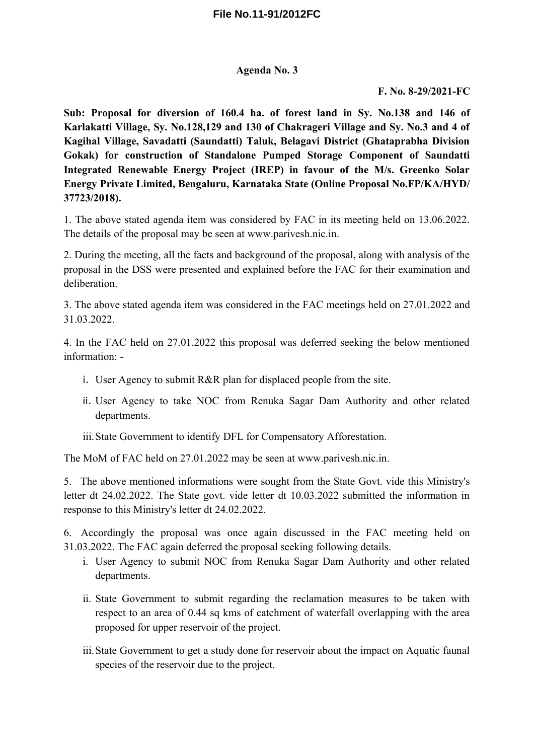**Agenda No. 3**

**F. No. 8-29/2021-FC**

**Sub: Proposal for diversion of 160.4 ha. of forest land in Sy. No.138 and 146 of Karlakatti Village, Sy. No.128,129 and 130 of Chakrageri Village and Sy. No.3 and 4 of Kagihal Village, Savadatti (Saundatti) Taluk, Belagavi District (Ghataprabha Division Gokak) for construction of Standalone Pumped Storage Component of Saundatti Integrated Renewable Energy Project (IREP) in favour of the M/s. Greenko Solar Energy Private Limited, Bengaluru, Karnataka State (Online Proposal No.FP/KA/HYD/ 37723/2018).**

1. The above stated agenda item was considered by FAC in its meeting held on 13.06.2022. The details of the proposal may be seen at www.parivesh.nic.in.

2. During the meeting, all the facts and background of the proposal, along with analysis of the proposal in the DSS were presented and explained before the FAC for their examination and deliberation.

3. The above stated agenda item was considered in the FAC meetings held on 27.01.2022 and 31.03.2022.

4. In the FAC held on 27.01.2022 this proposal was deferred seeking the below mentioned information: -

   i. User Agency to submit R&R plan for displaced people from the site.

   ii. User Agency to take NOC from Renuka Sagar Dam Authority and other related departments.

   iii. State Government to identify DFL for Compensatory Afforestation.

The MoM of FAC held on 27.01.2022 may be seen at www.parivesh.nic.in.

5. The above mentioned informations were sought from the State Govt. vide this Ministry's letter dt 24.02.2022. The State govt. vide letter dt 10.03.2022 submitted the information in response to this Ministry's letter dt 24.02.2022.

6. Accordingly the proposal was once again discussed in the FAC meeting held on 31.03.2022. The FAC again deferred the proposal seeking following details.

   i. User Agency to submit NOC from Renuka Sagar Dam Authority and other related departments.

   ii. State Government to submit regarding the reclamation measures to be taken with respect to an area of 0.44 sq kms of catchment of waterfall overlapping with the area proposed for upper reservoir of the project.

   iii. State Government to get a study done for reservoir about the impact on Aquatic faunal species of the reservoir due to the project.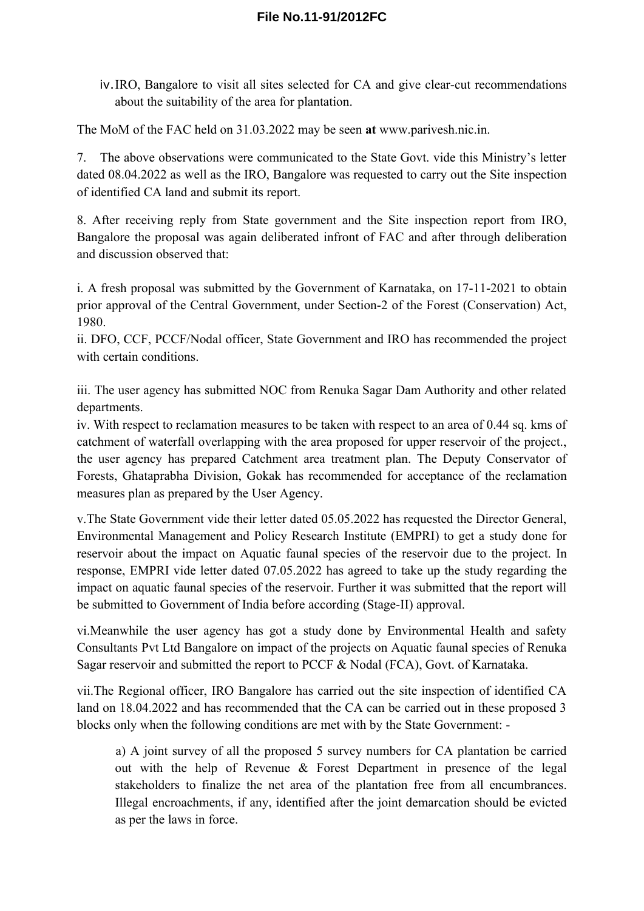iv. IRO, Bangalore to visit all sites selected for CA and give clear-cut recommendations about the suitability of the area for plantation.

The MoM of the FAC held on 31.03.2022 may be seen **at** www.parivesh.nic.in.

7. The above observations were communicated to the State Govt. vide this Ministry's letter dated 08.04.2022 as well as the IRO, Bangalore was requested to carry out the Site inspection of identified CA land and submit its report.

8. After receiving reply from State government and the Site inspection report from IRO, Bangalore the proposal was again deliberated infront of FAC and after through deliberation and discussion observed that:

i. A fresh proposal was submitted by the Government of Karnataka, on 17-11-2021 to obtain prior approval of the Central Government, under Section-2 of the Forest (Conservation) Act, 1980.

ii. DFO, CCF, PCCF/Nodal officer, State Government and IRO has recommended the project with certain conditions.

iii. The user agency has submitted NOC from Renuka Sagar Dam Authority and other related departments.

iv. With respect to reclamation measures to be taken with respect to an area of 0.44 sq. kms of catchment of waterfall overlapping with the area proposed for upper reservoir of the project., the user agency has prepared Catchment area treatment plan. The Deputy Conservator of Forests, Ghataprabha Division, Gokak has recommended for acceptance of the reclamation measures plan as prepared by the User Agency.

v. The State Government vide their letter dated 05.05.2022 has requested the Director General, Environmental Management and Policy Research Institute (EMPRI) to get a study done for reservoir about the impact on Aquatic faunal species of the reservoir due to the project. In response, EMPRI vide letter dated 07.05.2022 has agreed to take up the study regarding the impact on aquatic faunal species of the reservoir. Further it was submitted that the report will be submitted to Government of India before according (Stage-II) approval.

vi. Meanwhile the user agency has got a study done by Environmental Health and safety Consultants Pvt Ltd Bangalore on impact of the projects on Aquatic faunal species of Renuka Sagar reservoir and submitted the report to PCCF & Nodal (FCA), Govt. of Karnataka.

vii. The Regional officer, IRO Bangalore has carried out the site inspection of identified CA land on 18.04.2022 and has recommended that the CA can be carried out in these proposed 3 blocks only when the following conditions are met with by the State Government: -

a) A joint survey of all the proposed 5 survey numbers for CA plantation be carried out with the help of Revenue & Forest Department in presence of the legal stakeholders to finalize the net area of the plantation free from all encumbrances. Illegal encroachments, if any, identified after the joint demarcation should be evicted as per the laws in force.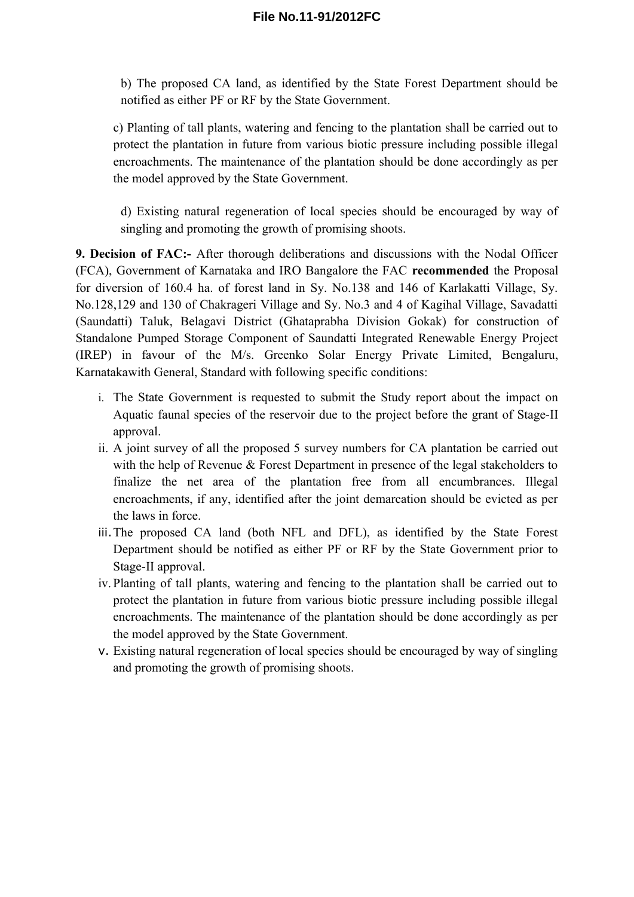b) The proposed CA land, as identified by the State Forest Department should be notified as either PF or RF by the State Government.

c) Planting of tall plants, watering and fencing to the plantation shall be carried out to protect the plantation in future from various biotic pressure including possible illegal encroachments. The maintenance of the plantation should be done accordingly as per the model approved by the State Government.

d) Existing natural regeneration of local species should be encouraged by way of singling and promoting the growth of promising shoots.

**9. Decision of FAC:-** After thorough deliberations and discussions with the Nodal Officer (FCA), Government of Karnataka and IRO Bangalore the FAC **recommended** the Proposal for diversion of 160.4 ha. of forest land in Sy. No.138 and 146 of Karlakatti Village, Sy. No.128,129 and 130 of Chakrageri Village and Sy. No.3 and 4 of Kagihal Village, Savadatti (Saundatti) Taluk, Belagavi District (Ghataprabha Division Gokak) for construction of Standalone Pumped Storage Component of Saundatti Integrated Renewable Energy Project (IREP) in favour of the M/s. Greenko Solar Energy Private Limited, Bengaluru, Karnatakawith General, Standard with following specific conditions:

i. The State Government is requested to submit the Study report about the impact on Aquatic faunal species of the reservoir due to the project before the grant of Stage-II approval.
ii. A joint survey of all the proposed 5 survey numbers for CA plantation be carried out with the help of Revenue & Forest Department in presence of the legal stakeholders to finalize the net area of the plantation free from all encumbrances. Illegal encroachments, if any, identified after the joint demarcation should be evicted as per the laws in force.
iii. The proposed CA land (both NFL and DFL), as identified by the State Forest Department should be notified as either PF or RF by the State Government prior to Stage-II approval.
iv. Planting of tall plants, watering and fencing to the plantation shall be carried out to protect the plantation in future from various biotic pressure including possible illegal encroachments. The maintenance of the plantation should be done accordingly as per the model approved by the State Government.
v. Existing natural regeneration of local species should be encouraged by way of singling and promoting the growth of promising shoots.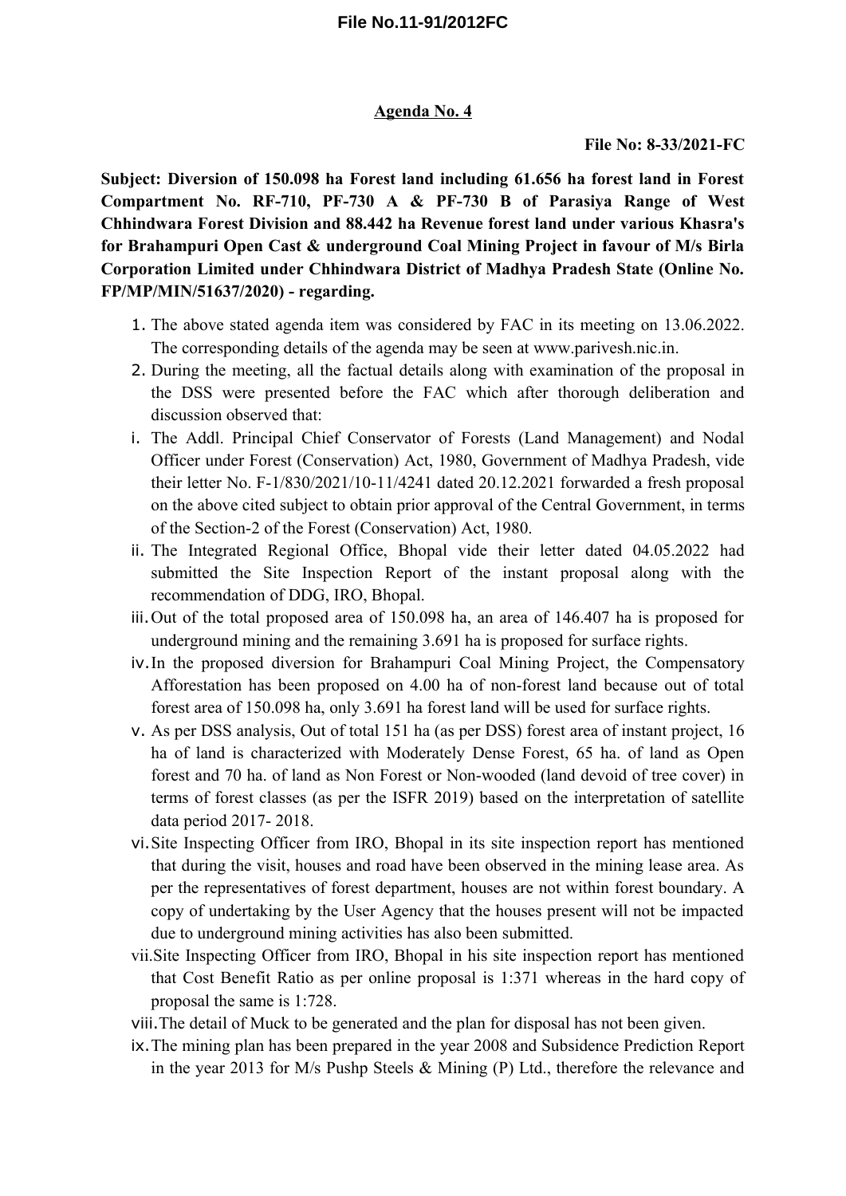**Agenda No. 4**

**File No: 8-33/2021-FC**

**Subject: Diversion of 150.098 ha Forest land including 61.656 ha forest land in Forest Compartment No. RF-710, PF-730 A & PF-730 B of Parasiya Range of West Chhindwara Forest Division and 88.442 ha Revenue forest land under various Khasra's for Brahampuri Open Cast & underground Coal Mining Project in favour of M/s Birla Corporation Limited under Chhindwara District of Madhya Pradesh State (Online No. FP/MP/MIN/51637/2020) - regarding.**

1. The above stated agenda item was considered by FAC in its meeting on 13.06.2022. The corresponding details of the agenda may be seen at www.parivesh.nic.in.
2. During the meeting, all the factual details along with examination of the proposal in the DSS were presented before the FAC which after thorough deliberation and discussion observed that:

i. The Addl. Principal Chief Conservator of Forests (Land Management) and Nodal Officer under Forest (Conservation) Act, 1980, Government of Madhya Pradesh, vide their letter No. F-1/830/2021/10-11/4241 dated 20.12.2021 forwarded a fresh proposal on the above cited subject to obtain prior approval of the Central Government, in terms of the Section-2 of the Forest (Conservation) Act, 1980.

ii. The Integrated Regional Office, Bhopal vide their letter dated 04.05.2022 had submitted the Site Inspection Report of the instant proposal along with the recommendation of DDG, IRO, Bhopal.

iii. Out of the total proposed area of 150.098 ha, an area of 146.407 ha is proposed for underground mining and the remaining 3.691 ha is proposed for surface rights.

iv. In the proposed diversion for Brahampuri Coal Mining Project, the Compensatory Afforestation has been proposed on 4.00 ha of non-forest land because out of total forest area of 150.098 ha, only 3.691 ha forest land will be used for surface rights.

v. As per DSS analysis, Out of total 151 ha (as per DSS) forest area of instant project, 16 ha of land is characterized with Moderately Dense Forest, 65 ha. of land as Open forest and 70 ha. of land as Non Forest or Non-wooded (land devoid of tree cover) in terms of forest classes (as per the ISFR 2019) based on the interpretation of satellite data period 2017- 2018.

vi. Site Inspecting Officer from IRO, Bhopal in its site inspection report has mentioned that during the visit, houses and road have been observed in the mining lease area. As per the representatives of forest department, houses are not within forest boundary. A copy of undertaking by the User Agency that the houses present will not be impacted due to underground mining activities has also been submitted.

vii. Site Inspecting Officer from IRO, Bhopal in his site inspection report has mentioned that Cost Benefit Ratio as per online proposal is 1:371 whereas in the hard copy of proposal the same is 1:728.

viii. The detail of Muck to be generated and the plan for disposal has not been given.

ix. The mining plan has been prepared in the year 2008 and Subsidence Prediction Report in the year 2013 for M/s Pushp Steels & Mining (P) Ltd., therefore the relevance and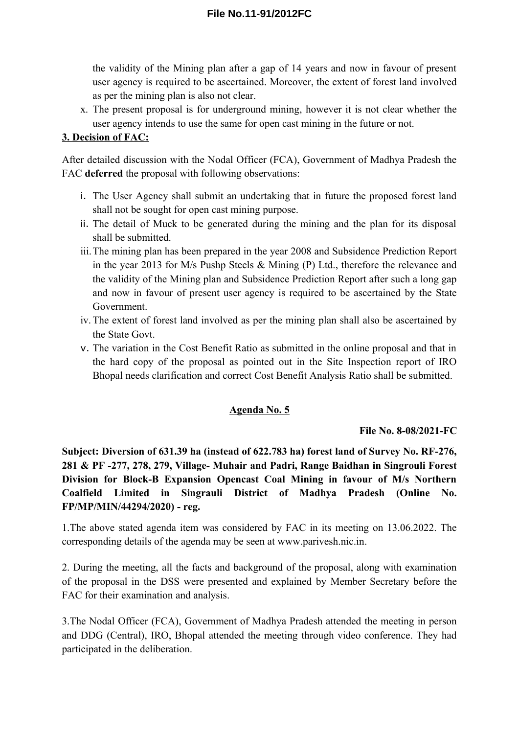the validity of the Mining plan after a gap of 14 years and now in favour of present user agency is required to be ascertained. Moreover, the extent of forest land involved as per the mining plan is also not clear.

x. The present proposal is for underground mining, however it is not clear whether the user agency intends to use the same for open cast mining in the future or not.

**3. Decision of FAC:**

After detailed discussion with the Nodal Officer (FCA), Government of Madhya Pradesh the FAC **deferred** the proposal with following observations:

i. The User Agency shall submit an undertaking that in future the proposed forest land shall not be sought for open cast mining purpose.

ii. The detail of Muck to be generated during the mining and the plan for its disposal shall be submitted.

iii. The mining plan has been prepared in the year 2008 and Subsidence Prediction Report in the year 2013 for M/s Pushp Steels & Mining (P) Ltd., therefore the relevance and the validity of the Mining plan and Subsidence Prediction Report after such a long gap and now in favour of present user agency is required to be ascertained by the State Government.

iv. The extent of forest land involved as per the mining plan shall also be ascertained by the State Govt.

v. The variation in the Cost Benefit Ratio as submitted in the online proposal and that in the hard copy of the proposal as pointed out in the Site Inspection report of IRO Bhopal needs clarification and correct Cost Benefit Analysis Ratio shall be submitted.

## Agenda No. 5

**File No. 8-08/2021-FC**

**Subject: Diversion of 631.39 ha (instead of 622.783 ha) forest land of Survey No. RF-276, 281 & PF -277, 278, 279, Village- Muhair and Padri, Range Baidhan in Singrouli Forest Division for Block-B Expansion Opencast Coal Mining in favour of M/s Northern Coalfield Limited in Singrauli District of Madhya Pradesh (Online No. FP/MP/MIN/44294/2020) - reg.**

1.The above stated agenda item was considered by FAC in its meeting on 13.06.2022. The corresponding details of the agenda may be seen at www.parivesh.nic.in.

2. During the meeting, all the facts and background of the proposal, along with examination of the proposal in the DSS were presented and explained by Member Secretary before the FAC for their examination and analysis.

3.The Nodal Officer (FCA), Government of Madhya Pradesh attended the meeting in person and DDG (Central), IRO, Bhopal attended the meeting through video conference. They had participated in the deliberation.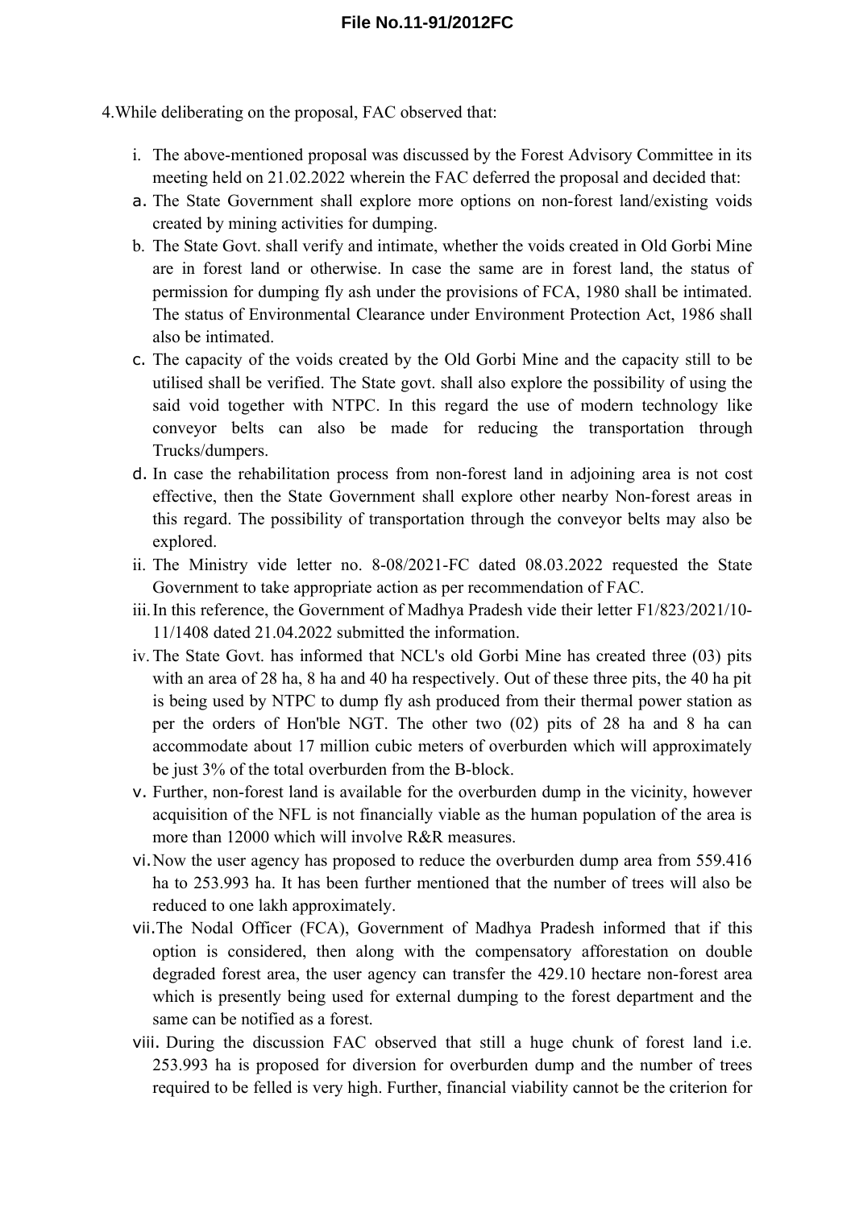4.While deliberating on the proposal, FAC observed that:

i. The above-mentioned proposal was discussed by the Forest Advisory Committee in its meeting held on 21.02.2022 wherein the FAC deferred the proposal and decided that:

a. The State Government shall explore more options on non-forest land/existing voids created by mining activities for dumping.

b. The State Govt. shall verify and intimate, whether the voids created in Old Gorbi Mine are in forest land or otherwise. In case the same are in forest land, the status of permission for dumping fly ash under the provisions of FCA, 1980 shall be intimated. The status of Environmental Clearance under Environment Protection Act, 1986 shall also be intimated.

c. The capacity of the voids created by the Old Gorbi Mine and the capacity still to be utilised shall be verified. The State govt. shall also explore the possibility of using the said void together with NTPC. In this regard the use of modern technology like conveyor belts can also be made for reducing the transportation through Trucks/dumpers.

d. In case the rehabilitation process from non-forest land in adjoining area is not cost effective, then the State Government shall explore other nearby Non-forest areas in this regard. The possibility of transportation through the conveyor belts may also be explored.

ii. The Ministry vide letter no. 8-08/2021-FC dated 08.03.2022 requested the State Government to take appropriate action as per recommendation of FAC.

iii. In this reference, the Government of Madhya Pradesh vide their letter F1/823/2021/10-11/1408 dated 21.04.2022 submitted the information.

iv. The State Govt. has informed that NCL's old Gorbi Mine has created three (03) pits with an area of 28 ha, 8 ha and 40 ha respectively. Out of these three pits, the 40 ha pit is being used by NTPC to dump fly ash produced from their thermal power station as per the orders of Hon'ble NGT. The other two (02) pits of 28 ha and 8 ha can accommodate about 17 million cubic meters of overburden which will approximately be just 3% of the total overburden from the B-block.

v. Further, non-forest land is available for the overburden dump in the vicinity, however acquisition of the NFL is not financially viable as the human population of the area is more than 12000 which will involve R&R measures.

vi. Now the user agency has proposed to reduce the overburden dump area from 559.416 ha to 253.993 ha. It has been further mentioned that the number of trees will also be reduced to one lakh approximately.

vii. The Nodal Officer (FCA), Government of Madhya Pradesh informed that if this option is considered, then along with the compensatory afforestation on double degraded forest area, the user agency can transfer the 429.10 hectare non-forest area which is presently being used for external dumping to the forest department and the same can be notified as a forest.

viii. During the discussion FAC observed that still a huge chunk of forest land i.e. 253.993 ha is proposed for diversion for overburden dump and the number of trees required to be felled is very high. Further, financial viability cannot be the criterion for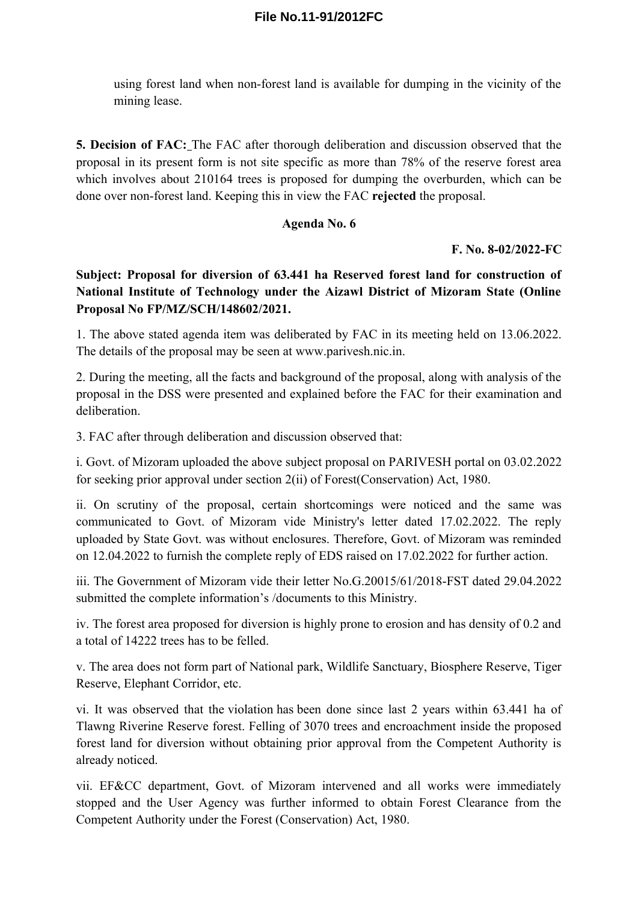using forest land when non-forest land is available for dumping in the vicinity of the mining lease.

**5. Decision of FAC:** The FAC after thorough deliberation and discussion observed that the proposal in its present form is not site specific as more than 78% of the reserve forest area which involves about 210164 trees is proposed for dumping the overburden, which can be done over non-forest land. Keeping this in view the FAC **rejected** the proposal.

**Agenda No. 6**

**F. No. 8-02/2022-FC**

**Subject: Proposal for diversion of 63.441 ha Reserved forest land for construction of National Institute of Technology under the Aizawl District of Mizoram State (Online Proposal No FP/MZ/SCH/148602/2021.**

1. The above stated agenda item was deliberated by FAC in its meeting held on 13.06.2022. The details of the proposal may be seen at www.parivesh.nic.in.

2. During the meeting, all the facts and background of the proposal, along with analysis of the proposal in the DSS were presented and explained before the FAC for their examination and deliberation.

3. FAC after through deliberation and discussion observed that:

i. Govt. of Mizoram uploaded the above subject proposal on PARIVESH portal on 03.02.2022 for seeking prior approval under section 2(ii) of Forest(Conservation) Act, 1980.

ii. On scrutiny of the proposal, certain shortcomings were noticed and the same was communicated to Govt. of Mizoram vide Ministry's letter dated 17.02.2022. The reply uploaded by State Govt. was without enclosures. Therefore, Govt. of Mizoram was reminded on 12.04.2022 to furnish the complete reply of EDS raised on 17.02.2022 for further action.

iii. The Government of Mizoram vide their letter No.G.20015/61/2018-FST dated 29.04.2022 submitted the complete information's /documents to this Ministry.

iv. The forest area proposed for diversion is highly prone to erosion and has density of 0.2 and a total of 14222 trees has to be felled.

v. The area does not form part of National park, Wildlife Sanctuary, Biosphere Reserve, Tiger Reserve, Elephant Corridor, etc.

vi. It was observed that the violation has been done since last 2 years within 63.441 ha of Tlawng Riverine Reserve forest. Felling of 3070 trees and encroachment inside the proposed forest land for diversion without obtaining prior approval from the Competent Authority is already noticed.

vii. EF&CC department, Govt. of Mizoram intervened and all works were immediately stopped and the User Agency was further informed to obtain Forest Clearance from the Competent Authority under the Forest (Conservation) Act, 1980.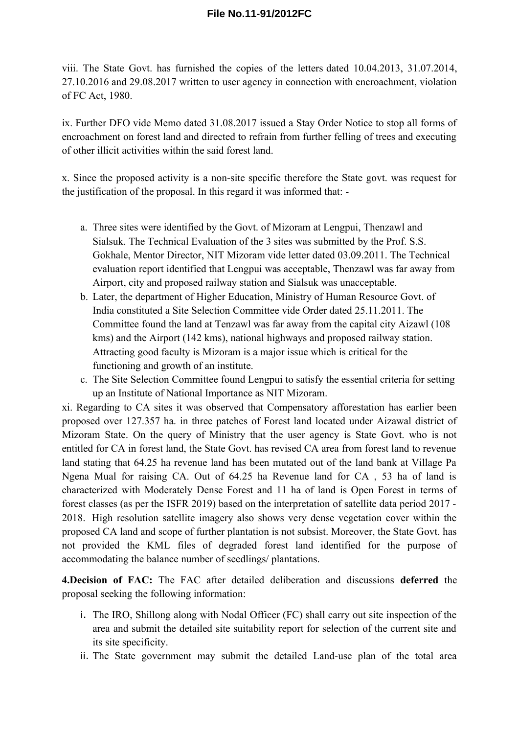viii. The State Govt. has furnished the copies of the letters dated 10.04.2013, 31.07.2014, 27.10.2016 and 29.08.2017 written to user agency in connection with encroachment, violation of FC Act, 1980.

ix. Further DFO vide Memo dated 31.08.2017 issued a Stay Order Notice to stop all forms of encroachment on forest land and directed to refrain from further felling of trees and executing of other illicit activities within the said forest land.

x. Since the proposed activity is a non-site specific therefore the State govt. was request for the justification of the proposal. In this regard it was informed that: -

a. Three sites were identified by the Govt. of Mizoram at Lengpui, Thenzawl and Sialsuk. The Technical Evaluation of the 3 sites was submitted by the Prof. S.S. Gokhale, Mentor Director, NIT Mizoram vide letter dated 03.09.2011. The Technical evaluation report identified that Lengpui was acceptable, Thenzawl was far away from Airport, city and proposed railway station and Sialsuk was unacceptable.
b. Later, the department of Higher Education, Ministry of Human Resource Govt. of India constituted a Site Selection Committee vide Order dated 25.11.2011. The Committee found the land at Tenzawl was far away from the capital city Aizawl (108 kms) and the Airport (142 kms), national highways and proposed railway station. Attracting good faculty is Mizoram is a major issue which is critical for the functioning and growth of an institute.
c. The Site Selection Committee found Lengpui to satisfy the essential criteria for setting up an Institute of National Importance as NIT Mizoram.

xi. Regarding to CA sites it was observed that Compensatory afforestation has earlier been proposed over 127.357 ha. in three patches of Forest land located under Aizawal district of Mizoram State. On the query of Ministry that the user agency is State Govt. who is not entitled for CA in forest land, the State Govt. has revised CA area from forest land to revenue land stating that 64.25 ha revenue land has been mutated out of the land bank at Village Pa Ngena Mual for raising CA. Out of 64.25 ha Revenue land for CA , 53 ha of land is characterized with Moderately Dense Forest and 11 ha of land is Open Forest in terms of forest classes (as per the ISFR 2019) based on the interpretation of satellite data period 2017 - 2018. High resolution satellite imagery also shows very dense vegetation cover within the proposed CA land and scope of further plantation is not subsist. Moreover, the State Govt. has not provided the KML files of degraded forest land identified for the purpose of accommodating the balance number of seedlings/ plantations.

**4.Decision of FAC:** The FAC after detailed deliberation and discussions **deferred** the proposal seeking the following information:

i. The IRO, Shillong along with Nodal Officer (FC) shall carry out site inspection of the area and submit the detailed site suitability report for selection of the current site and its site specificity.
ii. The State government may submit the detailed Land-use plan of the total area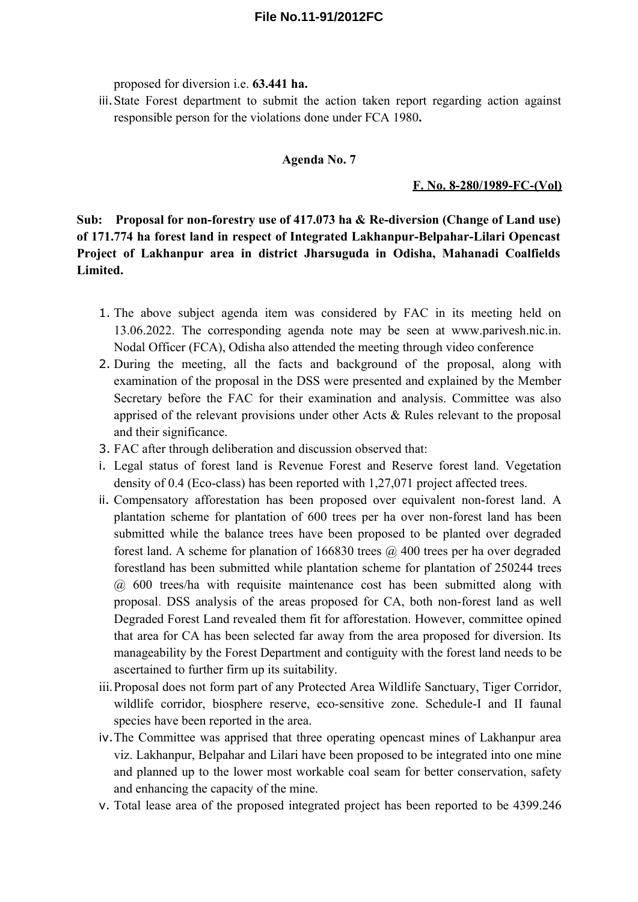proposed for diversion i.e. **63.441 ha.**

iii. State Forest department to submit the action taken report regarding action against responsible person for the violations done under FCA 1980**.**

**Agenda No. 7**

**F. No. 8-280/1989-FC-(Vol)**

**Sub: Proposal for non-forestry use of 417.073 ha & Re-diversion (Change of Land use) of 171.774 ha forest land in respect of Integrated Lakhanpur-Belpahar-Lilari Opencast Project of Lakhanpur area in district Jharsuguda in Odisha, Mahanadi Coalfields Limited.**

1. The above subject agenda item was considered by FAC in its meeting held on 13.06.2022. The corresponding agenda note may be seen at www.parivesh.nic.in. Nodal Officer (FCA), Odisha also attended the meeting through video conference
2. During the meeting, all the facts and background of the proposal, along with examination of the proposal in the DSS were presented and explained by the Member Secretary before the FAC for their examination and analysis. Committee was also apprised of the relevant provisions under other Acts & Rules relevant to the proposal and their significance.
3. FAC after through deliberation and discussion observed that:

i. Legal status of forest land is Revenue Forest and Reserve forest land. Vegetation density of 0.4 (Eco-class) has been reported with 1,27,071 project affected trees.

ii. Compensatory afforestation has been proposed over equivalent non-forest land. A plantation scheme for plantation of 600 trees per ha over non-forest land has been submitted while the balance trees have been proposed to be planted over degraded forest land. A scheme for planation of 166830 trees @ 400 trees per ha over degraded forestland has been submitted while plantation scheme for plantation of 250244 trees @ 600 trees/ha with requisite maintenance cost has been submitted along with proposal. DSS analysis of the areas proposed for CA, both non-forest land as well Degraded Forest Land revealed them fit for afforestation. However, committee opined that area for CA has been selected far away from the area proposed for diversion. Its manageability by the Forest Department and contiguity with the forest land needs to be ascertained to further firm up its suitability.

iii. Proposal does not form part of any Protected Area Wildlife Sanctuary, Tiger Corridor, wildlife corridor, biosphere reserve, eco-sensitive zone. Schedule-I and II faunal species have been reported in the area.

iv. The Committee was apprised that three operating opencast mines of Lakhanpur area viz. Lakhanpur, Belpahar and Lilari have been proposed to be integrated into one mine and planned up to the lower most workable coal seam for better conservation, safety and enhancing the capacity of the mine.

v. Total lease area of the proposed integrated project has been reported to be 4399.246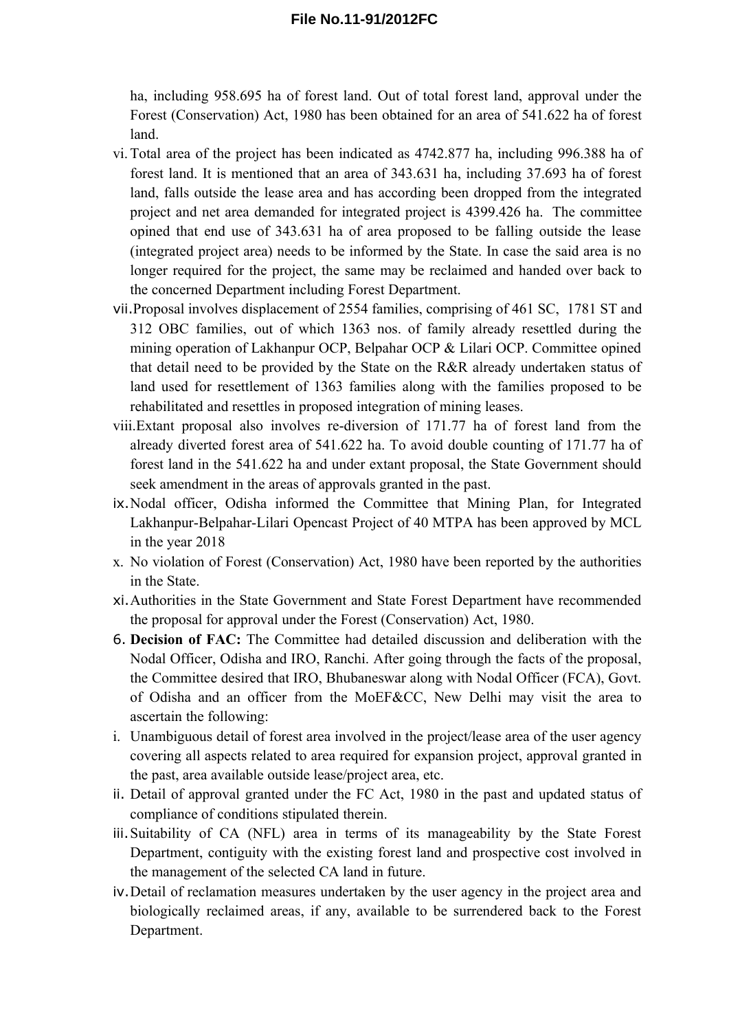ha, including 958.695 ha of forest land. Out of total forest land, approval under the Forest (Conservation) Act, 1980 has been obtained for an area of 541.622 ha of forest land.

vi. Total area of the project has been indicated as 4742.877 ha, including 996.388 ha of forest land. It is mentioned that an area of 343.631 ha, including 37.693 ha of forest land, falls outside the lease area and has according been dropped from the integrated project and net area demanded for integrated project is 4399.426 ha. The committee opined that end use of 343.631 ha of area proposed to be falling outside the lease (integrated project area) needs to be informed by the State. In case the said area is no longer required for the project, the same may be reclaimed and handed over back to the concerned Department including Forest Department.

vii. Proposal involves displacement of 2554 families, comprising of 461 SC, 1781 ST and 312 OBC families, out of which 1363 nos. of family already resettled during the mining operation of Lakhanpur OCP, Belpahar OCP & Lilari OCP. Committee opined that detail need to be provided by the State on the R&R already undertaken status of land used for resettlement of 1363 families along with the families proposed to be rehabilitated and resettles in proposed integration of mining leases.

viii. Extant proposal also involves re-diversion of 171.77 ha of forest land from the already diverted forest area of 541.622 ha. To avoid double counting of 171.77 ha of forest land in the 541.622 ha and under extant proposal, the State Government should seek amendment in the areas of approvals granted in the past.

ix. Nodal officer, Odisha informed the Committee that Mining Plan, for Integrated Lakhanpur-Belpahar-Lilari Opencast Project of 40 MTPA has been approved by MCL in the year 2018

x. No violation of Forest (Conservation) Act, 1980 have been reported by the authorities in the State.

xi. Authorities in the State Government and State Forest Department have recommended the proposal for approval under the Forest (Conservation) Act, 1980.

6. **Decision of FAC:** The Committee had detailed discussion and deliberation with the Nodal Officer, Odisha and IRO, Ranchi. After going through the facts of the proposal, the Committee desired that IRO, Bhubaneswar along with Nodal Officer (FCA), Govt. of Odisha and an officer from the MoEF&CC, New Delhi may visit the area to ascertain the following:

i. Unambiguous detail of forest area involved in the project/lease area of the user agency covering all aspects related to area required for expansion project, approval granted in the past, area available outside lease/project area, etc.

ii. Detail of approval granted under the FC Act, 1980 in the past and updated status of compliance of conditions stipulated therein.

iii. Suitability of CA (NFL) area in terms of its manageability by the State Forest Department, contiguity with the existing forest land and prospective cost involved in the management of the selected CA land in future.

iv. Detail of reclamation measures undertaken by the user agency in the project area and biologically reclaimed areas, if any, available to be surrendered back to the Forest Department.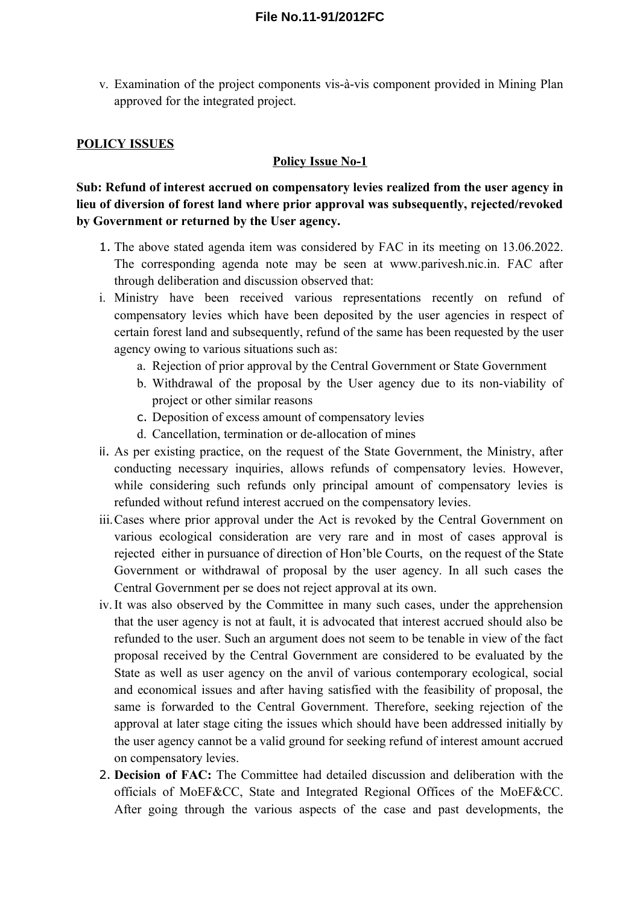v. Examination of the project components vis-à-vis component provided in Mining Plan approved for the integrated project.

**POLICY ISSUES**

**Policy Issue No-1**

**Sub: Refund of interest accrued on compensatory levies realized from the user agency in lieu of diversion of forest land where prior approval was subsequently, rejected/revoked by Government or returned by the User agency.**

1. The above stated agenda item was considered by FAC in its meeting on 13.06.2022. The corresponding agenda note may be seen at www.parivesh.nic.in. FAC after through deliberation and discussion observed that:

i. Ministry have been received various representations recently on refund of compensatory levies which have been deposited by the user agencies in respect of certain forest land and subsequently, refund of the same has been requested by the user agency owing to various situations such as:
   a. Rejection of prior approval by the Central Government or State Government
   b. Withdrawal of the proposal by the User agency due to its non-viability of project or other similar reasons
   c. Deposition of excess amount of compensatory levies
   d. Cancellation, termination or de-allocation of mines

ii. As per existing practice, on the request of the State Government, the Ministry, after conducting necessary inquiries, allows refunds of compensatory levies. However, while considering such refunds only principal amount of compensatory levies is refunded without refund interest accrued on the compensatory levies.

iii. Cases where prior approval under the Act is revoked by the Central Government on various ecological consideration are very rare and in most of cases approval is rejected either in pursuance of direction of Hon'ble Courts, on the request of the State Government or withdrawal of proposal by the user agency. In all such cases the Central Government per se does not reject approval at its own.

iv. It was also observed by the Committee in many such cases, under the apprehension that the user agency is not at fault, it is advocated that interest accrued should also be refunded to the user. Such an argument does not seem to be tenable in view of the fact proposal received by the Central Government are considered to be evaluated by the State as well as user agency on the anvil of various contemporary ecological, social and economical issues and after having satisfied with the feasibility of proposal, the same is forwarded to the Central Government. Therefore, seeking rejection of the approval at later stage citing the issues which should have been addressed initially by the user agency cannot be a valid ground for seeking refund of interest amount accrued on compensatory levies.

2. **Decision of FAC:** The Committee had detailed discussion and deliberation with the officials of MoEF&CC, State and Integrated Regional Offices of the MoEF&CC. After going through the various aspects of the case and past developments, the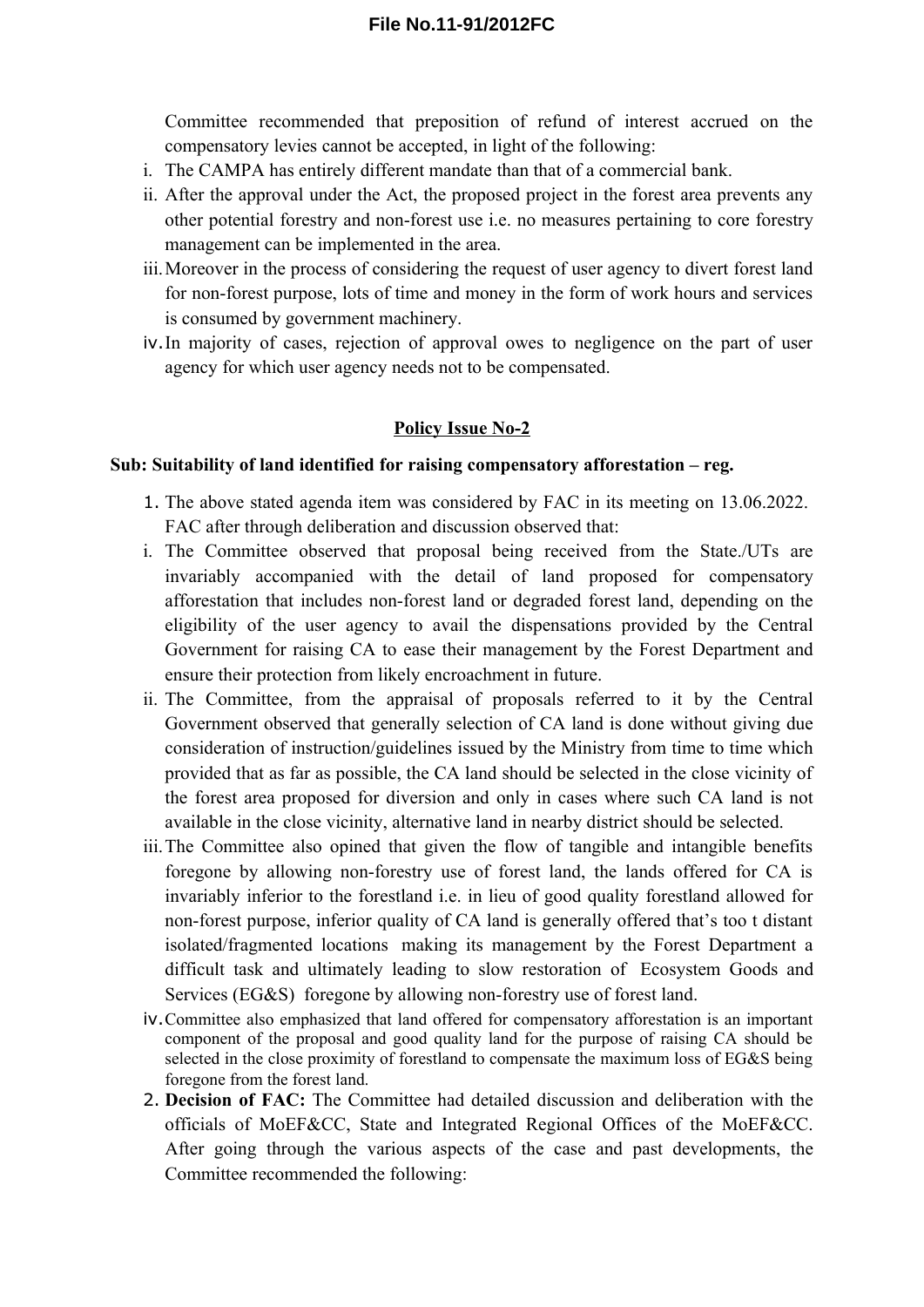Committee recommended that preposition of refund of interest accrued on the compensatory levies cannot be accepted, in light of the following:

i. The CAMPA has entirely different mandate than that of a commercial bank.
ii. After the approval under the Act, the proposed project in the forest area prevents any other potential forestry and non-forest use i.e. no measures pertaining to core forestry management can be implemented in the area.
iii. Moreover in the process of considering the request of user agency to divert forest land for non-forest purpose, lots of time and money in the form of work hours and services is consumed by government machinery.
iv. In majority of cases, rejection of approval owes to negligence on the part of user agency for which user agency needs not to be compensated.

## <u>Policy Issue No-2</u>

**Sub: Suitability of land identified for raising compensatory afforestation – reg.**

1. The above stated agenda item was considered by FAC in its meeting on 13.06.2022. FAC after through deliberation and discussion observed that:

i. The Committee observed that proposal being received from the State./UTs are invariably accompanied with the detail of land proposed for compensatory afforestation that includes non-forest land or degraded forest land, depending on the eligibility of the user agency to avail the dispensations provided by the Central Government for raising CA to ease their management by the Forest Department and ensure their protection from likely encroachment in future.
ii. The Committee, from the appraisal of proposals referred to it by the Central Government observed that generally selection of CA land is done without giving due consideration of instruction/guidelines issued by the Ministry from time to time which provided that as far as possible, the CA land should be selected in the close vicinity of the forest area proposed for diversion and only in cases where such CA land is not available in the close vicinity, alternative land in nearby district should be selected.
iii. The Committee also opined that given the flow of tangible and intangible benefits foregone by allowing non-forestry use of forest land, the lands offered for CA is invariably inferior to the forestland i.e. in lieu of good quality forestland allowed for non-forest purpose, inferior quality of CA land is generally offered that's too t distant isolated/fragmented locations making its management by the Forest Department a difficult task and ultimately leading to slow restoration of Ecosystem Goods and Services (EG&S) foregone by allowing non-forestry use of forest land.
iv. Committee also emphasized that land offered for compensatory afforestation is an important component of the proposal and good quality land for the purpose of raising CA should be selected in the close proximity of forestland to compensate the maximum loss of EG&S being foregone from the forest land.

2. **Decision of FAC:** The Committee had detailed discussion and deliberation with the officials of MoEF&CC, State and Integrated Regional Offices of the MoEF&CC. After going through the various aspects of the case and past developments, the Committee recommended the following: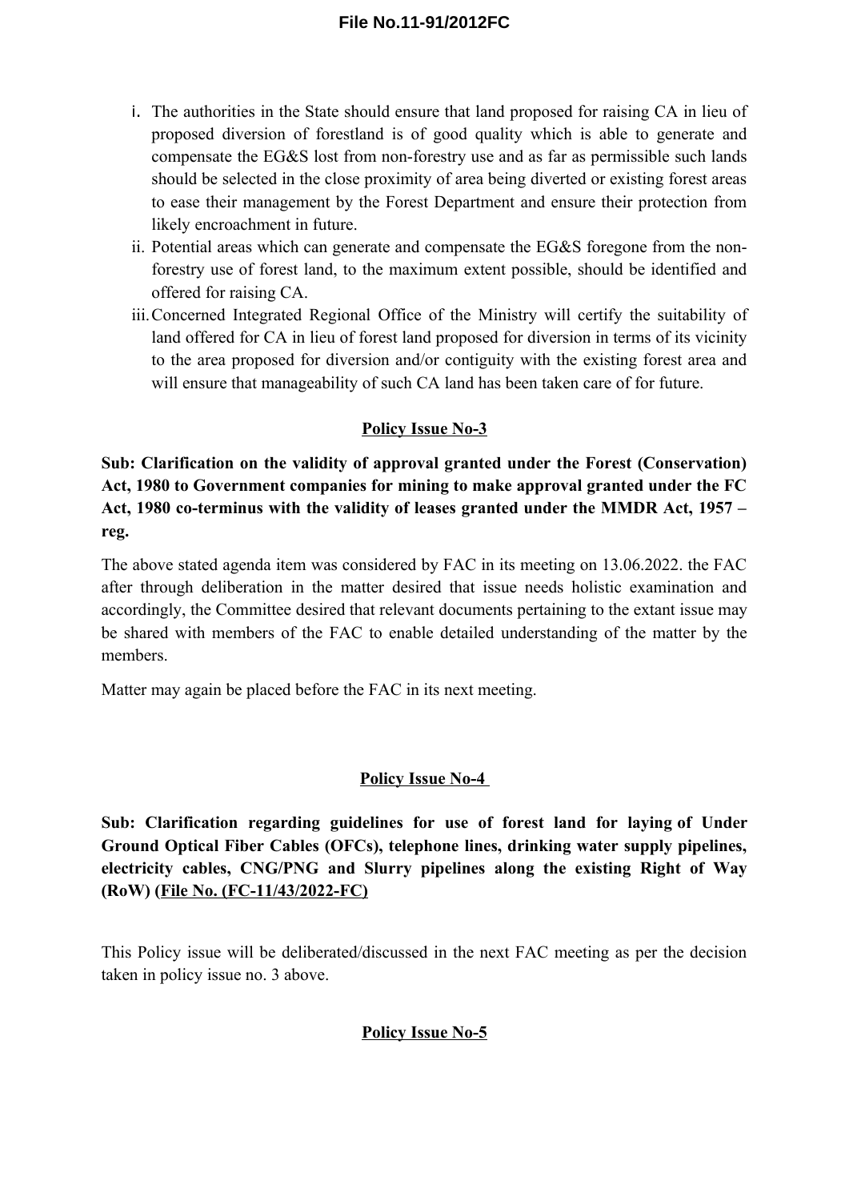i. The authorities in the State should ensure that land proposed for raising CA in lieu of proposed diversion of forestland is of good quality which is able to generate and compensate the EG&S lost from non-forestry use and as far as permissible such lands should be selected in the close proximity of area being diverted or existing forest areas to ease their management by the Forest Department and ensure their protection from likely encroachment in future.
ii. Potential areas which can generate and compensate the EG&S foregone from the non-forestry use of forest land, to the maximum extent possible, should be identified and offered for raising CA.
iii. Concerned Integrated Regional Office of the Ministry will certify the suitability of land offered for CA in lieu of forest land proposed for diversion in terms of its vicinity to the area proposed for diversion and/or contiguity with the existing forest area and will ensure that manageability of such CA land has been taken care of for future.

## Policy Issue No-3

**Sub: Clarification on the validity of approval granted under the Forest (Conservation) Act, 1980 to Government companies for mining to make approval granted under the FC Act, 1980 co-terminus with the validity of leases granted under the MMDR Act, 1957 – reg.**

The above stated agenda item was considered by FAC in its meeting on 13.06.2022. the FAC after through deliberation in the matter desired that issue needs holistic examination and accordingly, the Committee desired that relevant documents pertaining to the extant issue may be shared with members of the FAC to enable detailed understanding of the matter by the members.

Matter may again be placed before the FAC in its next meeting.

## Policy Issue No-4

**Sub: Clarification regarding guidelines for use of forest land for laying of Under Ground Optical Fiber Cables (OFCs), telephone lines, drinking water supply pipelines, electricity cables, CNG/PNG and Slurry pipelines along the existing Right of Way (RoW) (File No. (FC-11/43/2022-FC)**

This Policy issue will be deliberated/discussed in the next FAC meeting as per the decision taken in policy issue no. 3 above.

## Policy Issue No-5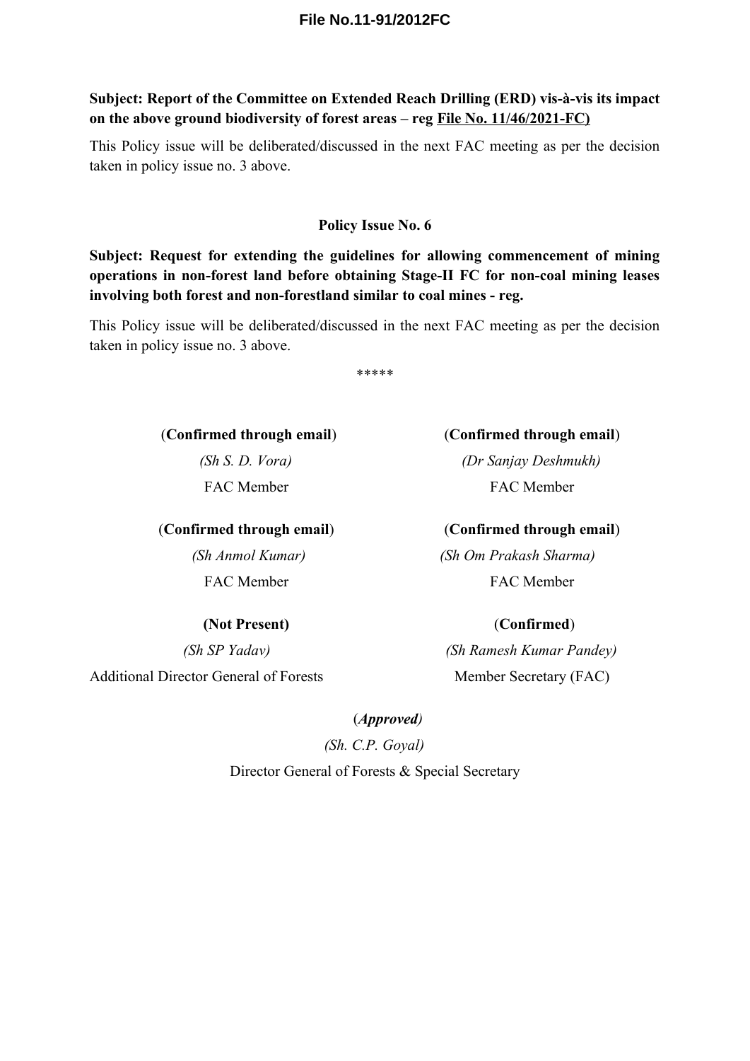**Subject: Report of the Committee on Extended Reach Drilling (ERD) vis-à-vis its impact on the above ground biodiversity of forest areas – reg File No. 11/46/2021-FC)**

This Policy issue will be deliberated/discussed in the next FAC meeting as per the decision taken in policy issue no. 3 above.

**Policy Issue No. 6**

**Subject: Request for extending the guidelines for allowing commencement of mining operations in non-forest land before obtaining Stage-II FC for non-coal mining leases involving both forest and non-forestland similar to coal mines - reg.**

This Policy issue will be deliberated/discussed in the next FAC meeting as per the decision taken in policy issue no. 3 above.

\*\*\*\*\*

| | |
|---|---|
| (**Confirmed through email**) | (**Confirmed through email**) |
| *(Sh S. D. Vora)* | *(Dr Sanjay Deshmukh)* |
| FAC Member | FAC Member |
| (**Confirmed through email**) | (**Confirmed through email**) |
| *(Sh Anmol Kumar)* | *(Sh Om Prakash Sharma)* |
| FAC Member | FAC Member |
| **(Not Present)** | (**Confirmed**) |
| *(Sh SP Yadav)* | *(Sh Ramesh Kumar Pandey)* |
| Additional Director General of Forests | Member Secretary (FAC) |

(***Approved)***

*(Sh. C.P. Goyal)*

Director General of Forests & Special Secretary